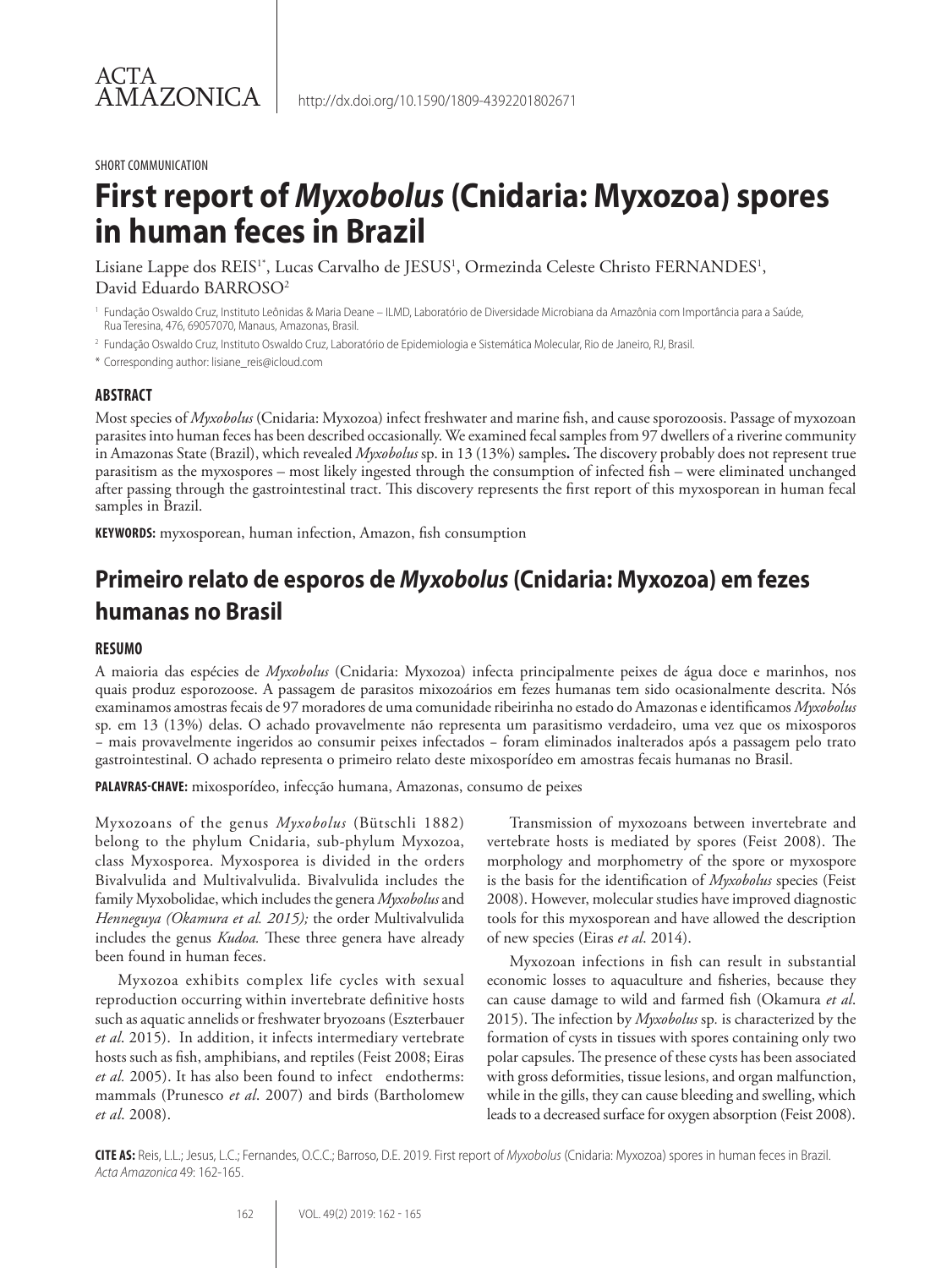SHORT COMMUNICATION

# First report of *Myxobolus* (Cnidaria: Myxozoa) spores in human feces in Brazil

Lisiane Lappe dos REIS[1*], Lucas Carvalho de JESUS[1], Ormezinda Celeste Christo FERNANDES[1], David Eduardo BARROSO[2]

[1] Fundação Oswaldo Cruz, Instituto Leônidas & Maria Deane – ILMD, Laboratório de Diversidade Microbiana da Amazônia com Importância para a Saúde, Rua Teresina, 476, 69057070, Manaus, Amazonas, Brasil.

[2] Fundação Oswaldo Cruz, Instituto Oswaldo Cruz, Laboratório de Epidemiologia e Sistemática Molecular, Rio de Janeiro, RJ, Brasil.

* Corresponding author: lisiane_reis@icloud.com

### ABSTRACT

Most species of *Myxobolus* (Cnidaria: Myxozoa) infect freshwater and marine fish, and cause sporozoosis. Passage of myxozoan parasites into human feces has been described occasionally. We examined fecal samples from 97 dwellers of a riverine community in Amazonas State (Brazil), which revealed *Myxobolus* sp. in 13 (13%) samples**.** The discovery probably does not represent true parasitism as the myxospores – most likely ingested through the consumption of infected fish – were eliminated unchanged after passing through the gastrointestinal tract. This discovery represents the first report of this myxosporean in human fecal samples in Brazil.

**KEYWORDS:** myxosporean, human infection, Amazon, fish consumption

## Primeiro relato de esporos de *Myxobolus* (Cnidaria: Myxozoa) em fezes humanas no Brasil

### RESUMO

A maioria das espécies de *Myxobolus* (Cnidaria: Myxozoa) infecta principalmente peixes de água doce e marinhos, nos quais produz esporozoose. A passagem de parasitos mixozoários em fezes humanas tem sido ocasionalmente descrita. Nós examinamos amostras fecais de 97 moradores de uma comunidade ribeirinha no estado do Amazonas e identificamos *Myxobolus* sp. em 13 (13%) delas. O achado provavelmente não representa um parasitismo verdadeiro, uma vez que os mixosporos – mais provavelmente ingeridos ao consumir peixes infectados – foram eliminados inalterados após a passagem pelo trato gastrointestinal. O achado representa o primeiro relato deste mixosporídeo em amostras fecais humanas no Brasil.

**PALAVRAS-CHAVE:** mixosporídeo, infecção humana, Amazonas, consumo de peixes

Myxozoans of the genus *Myxobolus* (Bütschli 1882) belong to the phylum Cnidaria, sub-phylum Myxozoa, class Myxosporea. Myxosporea is divided in the orders Bivalvulida and Multivalvulida. Bivalvulida includes the family Myxobolidae, which includes the genera *Myxobolus* and *Henneguya (Okamura et al. 2015);* the order Multivalvulida includes the genus *Kudoa.* These three genera have already been found in human feces.

Myxozoa exhibits complex life cycles with sexual reproduction occurring within invertebrate definitive hosts such as aquatic annelids or freshwater bryozoans (Eszterbauer *et al*. 2015). In addition, it infects intermediary vertebrate hosts such as fish, amphibians, and reptiles (Feist 2008; Eiras *et al.* 2005). It has also been found to infect endotherms: mammals (Prunesco *et al*. 2007) and birds (Bartholomew *et al*. 2008).

Transmission of myxozoans between invertebrate and vertebrate hosts is mediated by spores (Feist 2008). The morphology and morphometry of the spore or myxospore is the basis for the identification of *Myxobolus* species (Feist 2008). However, molecular studies have improved diagnostic tools for this myxosporean and have allowed the description of new species (Eiras *et al*. 2014).

Myxozoan infections in fish can result in substantial economic losses to aquaculture and fisheries, because they can cause damage to wild and farmed fish (Okamura *et al*. 2015). The infection by *Myxobolus* sp*.* is characterized by the formation of cysts in tissues with spores containing only two polar capsules. The presence of these cysts has been associated with gross deformities, tissue lesions, and organ malfunction, while in the gills, they can cause bleeding and swelling, which leads to a decreased surface for oxygen absorption (Feist 2008).

**CITE AS:** Reis, L.L.; Jesus, L.C.; Fernandes, O.C.C.; Barroso, D.E. 2019. First report of *Myxobolus* (Cnidaria: Myxozoa) spores in human feces in Brazil. *Acta Amazonica* 49: 162-165.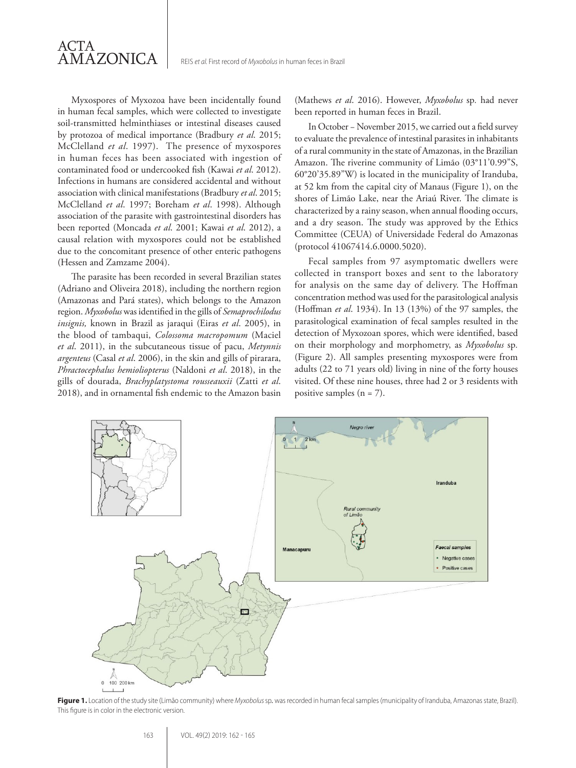Myxospores of Myxozoa have been incidentally found in human fecal samples, which were collected to investigate soil-transmitted helminthiases or intestinal diseases caused by protozoa of medical importance (Bradbury *et al*. 2015; McClelland *et al*. 1997). The presence of myxospores in human feces has been associated with ingestion of contaminated food or undercooked fish (Kawai *et al*. 2012). Infections in humans are considered accidental and without association with clinical manifestations (Bradbury *et al*. 2015; McClelland *et al*. 1997; Boreham *et al*. 1998). Although association of the parasite with gastrointestinal disorders has been reported (Moncada *et al*. 2001; Kawai *et al*. 2012), a causal relation with myxospores could not be established due to the concomitant presence of other enteric pathogens (Hessen and Zamzame 2004).

The parasite has been recorded in several Brazilian states (Adriano and Oliveira 2018), including the northern region (Amazonas and Pará states), which belongs to the Amazon region. *Myxobolus* was identified in the gills of *Semaprochilodus insignis,* known in Brazil as jaraqui (Eiras *et al*. 2005), in the blood of tambaqui, *Colossoma macropomum* (Maciel *et al*. 2011), in the subcutaneous tissue of pacu, *Metynnis argenteus* (Casal *et al*. 2006), in the skin and gills of pirarara, *Phractocephalus hemioliopterus* (Naldoni *et al*. 2018), in the gills of dourada, *Brachyplatystoma rousseauxii* (Zatti *et al*. 2018), and in ornamental fish endemic to the Amazon basin (Mathews *et al*. 2016). However, *Myxobolus* sp. had never been reported in human feces in Brazil.

In October – November 2015, we carried out a field survey to evaluate the prevalence of intestinal parasites in inhabitants of a rural community in the state of Amazonas, in the Brazilian Amazon. The riverine community of Limão (03°11'0.99"S, 60°20'35.89"W) is located in the municipality of Iranduba, at 52 km from the capital city of Manaus (Figure 1), on the shores of Limão Lake, near the Ariaú River. The climate is characterized by a rainy season, when annual flooding occurs, and a dry season. The study was approved by the Ethics Committee (CEUA) of Universidade Federal do Amazonas (protocol 41067414.6.0000.5020).

Fecal samples from 97 asymptomatic dwellers were collected in transport boxes and sent to the laboratory for analysis on the same day of delivery. The Hoffman concentration method was used for the parasitological analysis (Hoffman *et al*. 1934). In 13 (13%) of the 97 samples, the parasitological examination of fecal samples resulted in the detection of Myxozoan spores, which were identified, based on their morphology and morphometry, as *Myxobolus* sp. (Figure 2). All samples presenting myxospores were from adults (22 to 71 years old) living in nine of the forty houses visited. Of these nine houses, three had 2 or 3 residents with positive samples (n = 7).

**Figure 1.** Location of the study site (Limão community) where *Myxobolus* sp. was recorded in human fecal samples (municipality of Iranduba, Amazonas state, Brazil). This figure is in color in the electronic version.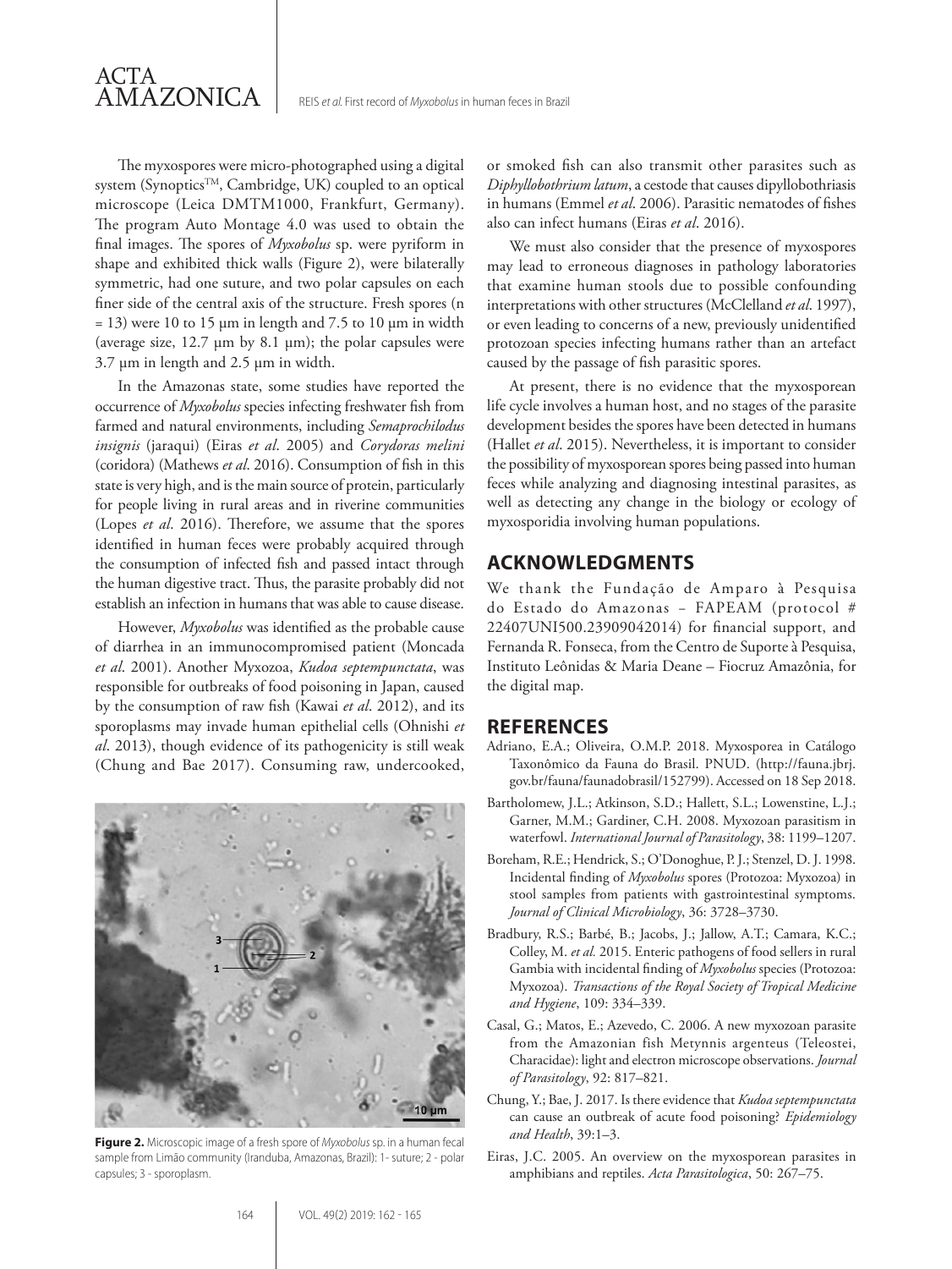The myxospores were micro-photographed using a digital system (Synoptics™, Cambridge, UK) coupled to an optical microscope (Leica DMTM1000, Frankfurt, Germany). The program Auto Montage 4.0 was used to obtain the final images. The spores of *Myxobolus* sp. were pyriform in shape and exhibited thick walls (Figure 2), were bilaterally symmetric, had one suture, and two polar capsules on each finer side of the central axis of the structure. Fresh spores (n = 13) were 10 to 15 µm in length and 7.5 to 10 µm in width (average size, 12.7 µm by 8.1 µm); the polar capsules were 3.7 µm in length and 2.5 µm in width.

In the Amazonas state, some studies have reported the occurrence of *Myxobolus* species infecting freshwater fish from farmed and natural environments, including *Semaprochilodus insignis* (jaraqui) (Eiras *et al*. 2005) and *Corydoras melini* (coridora) (Mathews *et al*. 2016). Consumption of fish in this state is very high, and is the main source of protein, particularly for people living in rural areas and in riverine communities (Lopes *et al*. 2016). Therefore, we assume that the spores identified in human feces were probably acquired through the consumption of infected fish and passed intact through the human digestive tract. Thus, the parasite probably did not establish an infection in humans that was able to cause disease.

However, *Myxobolus* was identified as the probable cause of diarrhea in an immunocompromised patient (Moncada *et al*. 2001). Another Myxozoa, *Kudoa septempunctata*, was responsible for outbreaks of food poisoning in Japan, caused by the consumption of raw fish (Kawai *et al*. 2012), and its sporoplasms may invade human epithelial cells (Ohnishi *et al*. 2013), though evidence of its pathogenicity is still weak (Chung and Bae 2017). Consuming raw, undercooked, or smoked fish can also transmit other parasites such as *Diphyllobothrium latum*, a cestode that causes dipyllobothriasis in humans (Emmel *et al*. 2006). Parasitic nematodes of fishes also can infect humans (Eiras *et al*. 2016).

**Figure 2.** Microscopic image of a fresh spore of *Myxobolus* sp. in a human fecal sample from Limão community (Iranduba, Amazonas, Brazil): 1- suture; 2 - polar capsules; 3 - sporoplasm.

We must also consider that the presence of myxospores may lead to erroneous diagnoses in pathology laboratories that examine human stools due to possible confounding interpretations with other structures (McClelland *et al*. 1997), or even leading to concerns of a new, previously unidentified protozoan species infecting humans rather than an artefact caused by the passage of fish parasitic spores.

At present, there is no evidence that the myxosporean life cycle involves a human host, and no stages of the parasite development besides the spores have been detected in humans (Hallet *et al*. 2015). Nevertheless, it is important to consider the possibility of myxosporean spores being passed into human feces while analyzing and diagnosing intestinal parasites, as well as detecting any change in the biology or ecology of myxosporidia involving human populations.

## ACKNOWLEDGMENTS

We thank the Fundação de Amparo à Pesquisa do Estado do Amazonas – FAPEAM (protocol # 22407UNI500.23909042014) for financial support, and Fernanda R. Fonseca, from the Centro de Suporte à Pesquisa, Instituto Leônidas & Maria Deane – Fiocruz Amazônia, for the digital map.

## REFERENCES

Adriano, E.A.; Oliveira, O.M.P. 2018. Myxosporea in Catálogo Taxonômico da Fauna do Brasil. PNUD. (http://fauna.jbrj.gov.br/fauna/faunadobrasil/152799). Accessed on 18 Sep 2018.

Bartholomew, J.L.; Atkinson, S.D.; Hallett, S.L.; Lowenstine, L.J.; Garner, M.M.; Gardiner, C.H. 2008. Myxozoan parasitism in waterfowl. *International Journal of Parasitology*, 38: 1199–1207.

Boreham, R.E.; Hendrick, S.; O'Donoghue, P. J.; Stenzel, D. J. 1998. Incidental finding of *Myxobolus* spores (Protozoa: Myxozoa) in stool samples from patients with gastrointestinal symptoms. *Journal of Clinical Microbiology*, 36: 3728–3730.

Bradbury, R.S.; Barbé, B.; Jacobs, J.; Jallow, A.T.; Camara, K.C.; Colley, M. *et al.* 2015. Enteric pathogens of food sellers in rural Gambia with incidental finding of *Myxobolus* species (Protozoa: Myxozoa). *Transactions of the Royal Society of Tropical Medicine and Hygiene*, 109: 334–339.

Casal, G.; Matos, E.; Azevedo, C. 2006. A new myxozoan parasite from the Amazonian fish Metynnis argenteus (Teleostei, Characidae): light and electron microscope observations. *Journal of Parasitology*, 92: 817–821.

Chung, Y.; Bae, J. 2017. Is there evidence that *Kudoa septempunctata* can cause an outbreak of acute food poisoning? *Epidemiology and Health*, 39:1–3.

Eiras, J.C. 2005. An overview on the myxosporean parasites in amphibians and reptiles. *Acta Parasitologica*, 50: 267–75.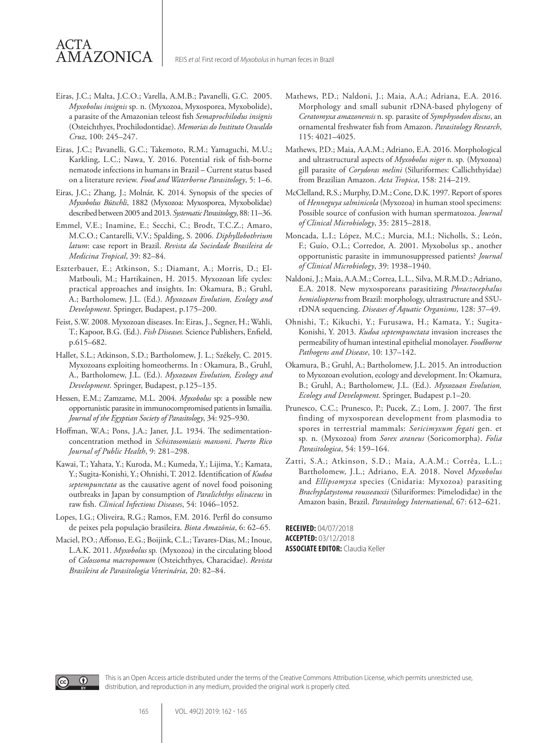Eiras, J.C.; Malta, J.C.O.; Varella, A.M.B.; Pavanelli, G.C. 2005. *Myxobolus insignis* sp. n. (Myxozoa, Myxosporea, Myxobolide), a parasite of the Amazonian teleost fish *Semaprochilodus insignis* (Osteichthyes, Prochilodontidae). *Memorias do Instituto Oswaldo Cruz*, 100: 245–247.

Eiras, J.C.; Pavanelli, G.C.; Takemoto, R.M.; Yamaguchi, M.U.; Karkling, L.C.; Nawa, Y. 2016. Potential risk of fish-borne nematode infections in humans in Brazil – Current status based on a literature review. *Food and Waterborne Parasitology*, 5: 1–6.

Eiras, J.C.; Zhang, J.; Molnár, K. 2014. Synopsis of the species of *Myxobolus Bütschli*, 1882 (Myxozoa: Myxosporea, Myxobolidae) described between 2005 and 2013. *Systematic Parasitology*, 88: 11–36.

Emmel, V.E.; Inamine, E.; Secchi, C.; Brodt, T.C.Z.; Amaro, M.C.O.; Cantarelli, V.V.; Spalding, S. 2006. *Diphyllobothrium latum*: case report in Brazil. *Revista da Sociedade Brasileira de Medicina Tropical*, 39: 82–84.

Eszterbauer, E.; Atkinson, S.; Diamant, A.; Morris, D.; El-Matbouli, M.; Hartikainen, H. 2015. Myxozoan life cycles: practical approaches and insights. In: Okamura, B.; Gruhl, A.; Bartholomew, J.L. (Ed.). *Myxozoan Evolution, Ecology and Development*. Springer, Budapest, p.175–200.

Feist, S.W. 2008. Myxozoan diseases. In: Eiras, J., Segner, H.; Wahli, T.; Kapoor, B.G. (Ed.). *Fish Diseases.* Science Publishers, Enfield, p.615–682.

Hallet, S.L.; Atkinson, S.D.; Bartholomew, J. L.; Székely, C. 2015. Myxozoans exploiting homeotherms. In : Okamura, B., Gruhl, A., Bartholomew, J.L. (Ed.). *Myxozoan Evolution, Ecology and Development*. Springer, Budapest, p.125–135.

Hessen, E.M.; Zamzame, M.L. 2004. *Myxobolus* sp: a possible new opportunistic parasite in immunocompromised patients in Ismailia. *Journal of the Egyptian Society of Parasitology*, 34: 925–930.

Hoffman, W.A.; Pons, J.A.; Janer, J.L. 1934. The sedimentation-concentration method in *Schistosomiasis mansoni*. *Puerto Rico Journal of Public Health*, 9: 281–298.

Kawai, T.; Yahata, Y.; Kuroda, M.; Kumeda, Y.; Lijima, Y.; Kamata, Y.; Sugita-Konishi, Y.; Ohnishi, T. 2012. Identification of *Kudoa septempunctata* as the causative agent of novel food poisoning outbreaks in Japan by consumption of *Paralichthys olivaceus* in raw fish. *Clinical Infectious Diseases*, 54: 1046–1052.

Lopes, I.G.; Oliveira, R.G.; Ramos, F.M. 2016. Perfil do consumo de peixes pela população brasileira. *Biota Amazônia*, 6: 62–65.

Maciel, P.O.; Affonso, E.G.; Boijink, C.L.; Tavares-Dias, M.; Inoue, L.A.K. 2011. *Myxobolus* sp*.* (Myxozoa) in the circulating blood of *Colossoma macropomum* (Osteichthyes, Characidae). *Revista Brasileira de Parasitologia Veterinária*, 20: 82–84.

Mathews, P.D.; Naldoni, J.; Maia, A.A.; Adriana, E.A. 2016. Morphology and small subunit rDNA-based phylogeny of *Ceratomyxa amazonensis* n. sp*.* parasite of *Symphysodon discus*, an ornamental freshwater fish from Amazon. *Parasitology Research*, 115: 4021–4025.

Mathews, P.D.; Maia, A.A.M.; Adriano, E.A. 2016. Morphological and ultrastructural aspects of *Myxobolus niger* n. sp*.* (Myxozoa) gill parasite of *Corydoras melini* (Siluriformes: Callichthyidae) from Brazilian Amazon. *Acta Tropica*, 158: 214–219.

McClelland, R.S.; Murphy, D.M.; Cone, D.K. 1997. Report of spores of *Henneguya salminicola* (Myxozoa) in human stool specimens: Possible source of confusion with human spermatozoa. *Journal of Clinical Microbiology*, 35: 2815–2818.

Moncada, L.I.; López, M.C.; Murcia, M.I.; Nicholls, S.; León, F.; Guío, O.L.; Corredor, A. 2001. Myxobolus sp., another opportunistic parasite in immunosuppressed patients? *Journal of Clinical Microbiology*, 39: 1938–1940.

Naldoni, J.; Maia, A.A.M.; Correa, L.L., Silva, M.R.M.D.; Adriano, E.A. 2018. New myxosporeans parasitizing *Phractocephalus hemioliopterus* from Brazil: morphology, ultrastructure and SSU-rDNA sequencing. *Diseases of Aquatic Organisms*, 128: 37–49.

Ohnishi, T.; Kikuchi, Y.; Furusawa, H.; Kamata, Y.; Sugita-Konishi, Y. 2013. *Kudoa septempunctata* invasion increases the permeability of human intestinal epithelial monolayer. *Foodborne Pathogens and Disease*, 10: 137–142.

Okamura, B.; Gruhl, A.; Bartholomew, J.L. 2015. An introduction to Myxozoan evolution, ecology and development. In: Okamura, B.; Gruhl, A.; Bartholomew, J.L. (Ed.). *Myxozoan Evolution, Ecology and Development*. Springer, Budapest p.1–20.

Prunesco, C.C.; Prunesco, P.; Pucek, Z.; Lom, J. 2007. The first finding of myxosporean development from plasmodia to spores in terrestrial mammals: *Soricimyxum fegati* gen. et sp. n. (Myxozoa) from *Sorex araneus* (Soricomorpha). *Folia Parasitologica*, 54: 159–164.

Zatti, S.A.; Atkinson, S.D.; Maia, A.A.M.; Corrêa, L.L.; Bartholomew, J.L.; Adriano, E.A. 2018. Novel *Myxobolus* and *Ellipsomyxa* species (Cnidaria: Myxozoa) parasiting *Brachyplatystoma rousseauxii* (Siluriformes: Pimelodidae) in the Amazon basin, Brazil. *Parasitology International*, 67: 612–621.

**RECEIVED:** 04/07/2018
**ACCEPTED:** 03/12/2018
**ASSOCIATE EDITOR:** Claudia Keller

This is an Open Access article distributed under the terms of the Creative Commons Attribution License, which permits unrestricted use, distribution, and reproduction in any medium, provided the original work is properly cited.